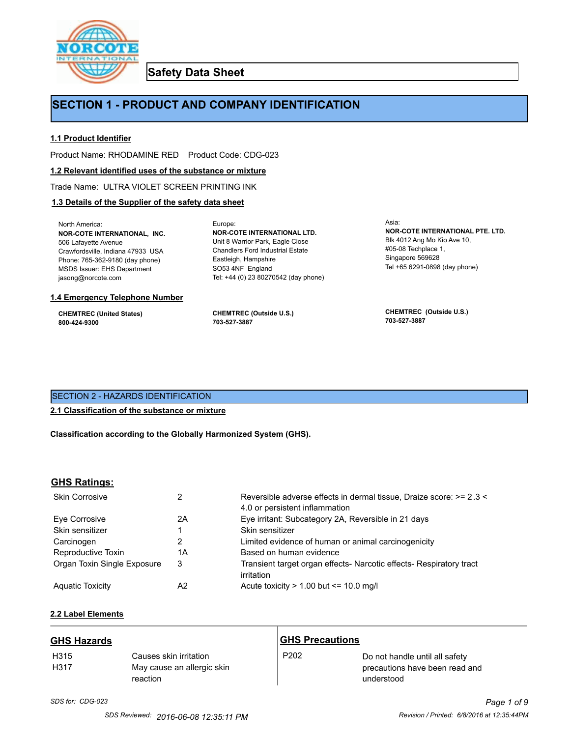# Safety Data Sheet

## SECTION 1 - PRODUCT AND COMPANY IDENTIFICATION

### 1.1 Product Identifier

Product Name: RHODAMINE RED    Product Code: CDG-023

### 1.2 Relevant identified uses of the substance or mixture

Trade Name: ULTRA VIOLET SCREEN PRINTING INK

### 1.3 Details of the Supplier of the safety data sheet

North America:
**NOR-COTE INTERNATIONAL, INC.**
506 Lafayette Avenue
Crawfordsville, Indiana 47933 USA
Phone: 765-362-9180 (day phone)
MSDS Issuer: EHS Department
jasong@norcote.com

Europe:
**NOR-COTE INTERNATIONAL LTD.**
Unit 8 Warrior Park, Eagle Close
Chandlers Ford Industrial Estate
Eastleigh, Hampshire
SO53 4NF England
Tel: +44 (0) 23 80270542 (day phone)

Asia:
**NOR-COTE INTERNATIONAL PTE. LTD.**
Blk 4012 Ang Mo Kio Ave 10,
#05-08 Techplace 1,
Singapore 569628
Tel +65 6291-0898 (day phone)

### 1.4 Emergency Telephone Number

**CHEMTREC (United States)**
**800-424-9300**

**CHEMTREC (Outside U.S.)**
**703-527-3887**

**CHEMTREC (Outside U.S.)**
**703-527-3887**

## SECTION 2 - HAZARDS IDENTIFICATION

### 2.1 Classification of the substance or mixture

**Classification according to the Globally Harmonized System (GHS).**

### GHS Ratings:

| | | |
|---|---|---|
| Skin Corrosive | 2 | Reversible adverse effects in dermal tissue, Draize score: >= 2.3 < 4.0 or persistent inflammation |
| Eye Corrosive | 2A | Eye irritant: Subcategory 2A, Reversible in 21 days |
| Skin sensitizer | 1 | Skin sensitizer |
| Carcinogen | 2 | Limited evidence of human or animal carcinogenicity |
| Reproductive Toxin | 1A | Based on human evidence |
| Organ Toxin Single Exposure | 3 | Transient target organ effects- Narcotic effects- Respiratory tract irritation |
| Aquatic Toxicity | A2 | Acute toxicity > 1.00 but <= 10.0 mg/l |

### 2.2 Label Elements

**GHS Hazards**

| | |
|---|---|
| H315 | Causes skin irritation |
| H317 | May cause an allergic skin reaction |

**GHS Precautions**

| | |
|---|---|
| P202 | Do not handle until all safety precautions have been read and understood |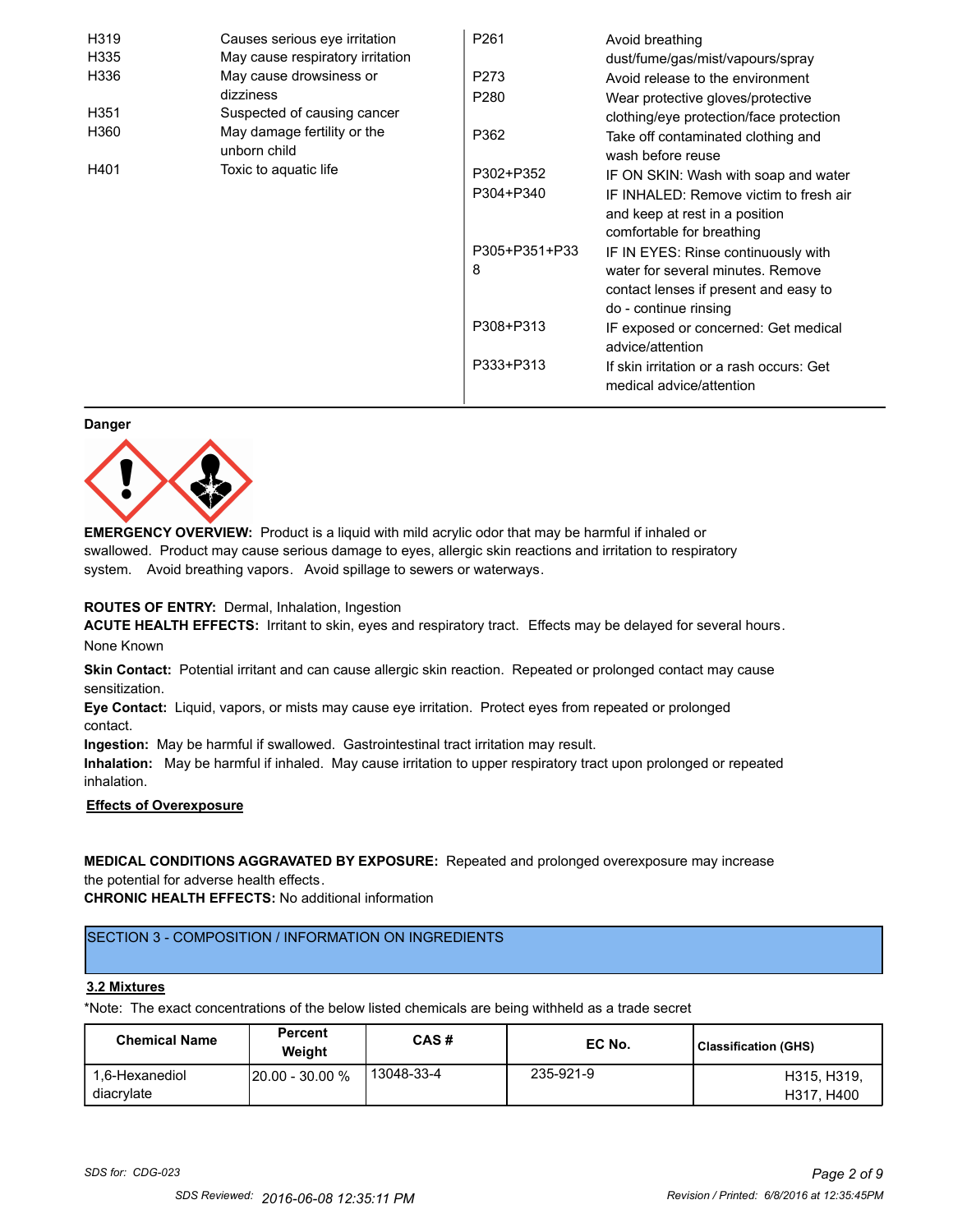| | | | |
|---|---|---|---|
| H319 | Causes serious eye irritation | P261 | Avoid breathing dust/fume/gas/mist/vapours/spray |
| H335 | May cause respiratory irritation | P273 | Avoid release to the environment |
| H336 | May cause drowsiness or dizziness | P280 | Wear protective gloves/protective clothing/eye protection/face protection |
| H351 | Suspected of causing cancer | P362 | Take off contaminated clothing and wash before reuse |
| H360 | May damage fertility or the unborn child | P302+P352 | IF ON SKIN: Wash with soap and water |
| H401 | Toxic to aquatic life | P304+P340 | IF INHALED: Remove victim to fresh air and keep at rest in a position comfortable for breathing |
| | | P305+P351+P338 | IF IN EYES: Rinse continuously with water for several minutes. Remove contact lenses if present and easy to do - continue rinsing |
| | | P308+P313 | IF exposed or concerned: Get medical advice/attention |
| | | P333+P313 | If skin irritation or a rash occurs: Get medical advice/attention |

**Danger**

**EMERGENCY OVERVIEW:** Product is a liquid with mild acrylic odor that may be harmful if inhaled or swallowed. Product may cause serious damage to eyes, allergic skin reactions and irritation to respiratory system. Avoid breathing vapors. Avoid spillage to sewers or waterways.

**ROUTES OF ENTRY:** Dermal, Inhalation, Ingestion

**ACUTE HEALTH EFFECTS:** Irritant to skin, eyes and respiratory tract. Effects may be delayed for several hours.

None Known

**Skin Contact:** Potential irritant and can cause allergic skin reaction. Repeated or prolonged contact may cause sensitization.

**Eye Contact:** Liquid, vapors, or mists may cause eye irritation. Protect eyes from repeated or prolonged contact.

**Ingestion:** May be harmful if swallowed. Gastrointestinal tract irritation may result.

**Inhalation:** May be harmful if inhaled. May cause irritation to upper respiratory tract upon prolonged or repeated inhalation.

**Effects of Overexposure**

**MEDICAL CONDITIONS AGGRAVATED BY EXPOSURE:** Repeated and prolonged overexposure may increase the potential for adverse health effects.

**CHRONIC HEALTH EFFECTS:** No additional information

## SECTION 3 - COMPOSITION / INFORMATION ON INGREDIENTS

### 3.2 Mixtures

*Note: The exact concentrations of the below listed chemicals are being withheld as a trade secret

| Chemical Name | Percent Weight | CAS # | EC No. | Classification (GHS) |
|---|---|---|---|---|
| 1,6-Hexanediol diacrylate | 20.00 - 30.00 % | 13048-33-4 | 235-921-9 | H315, H319, H317, H400 |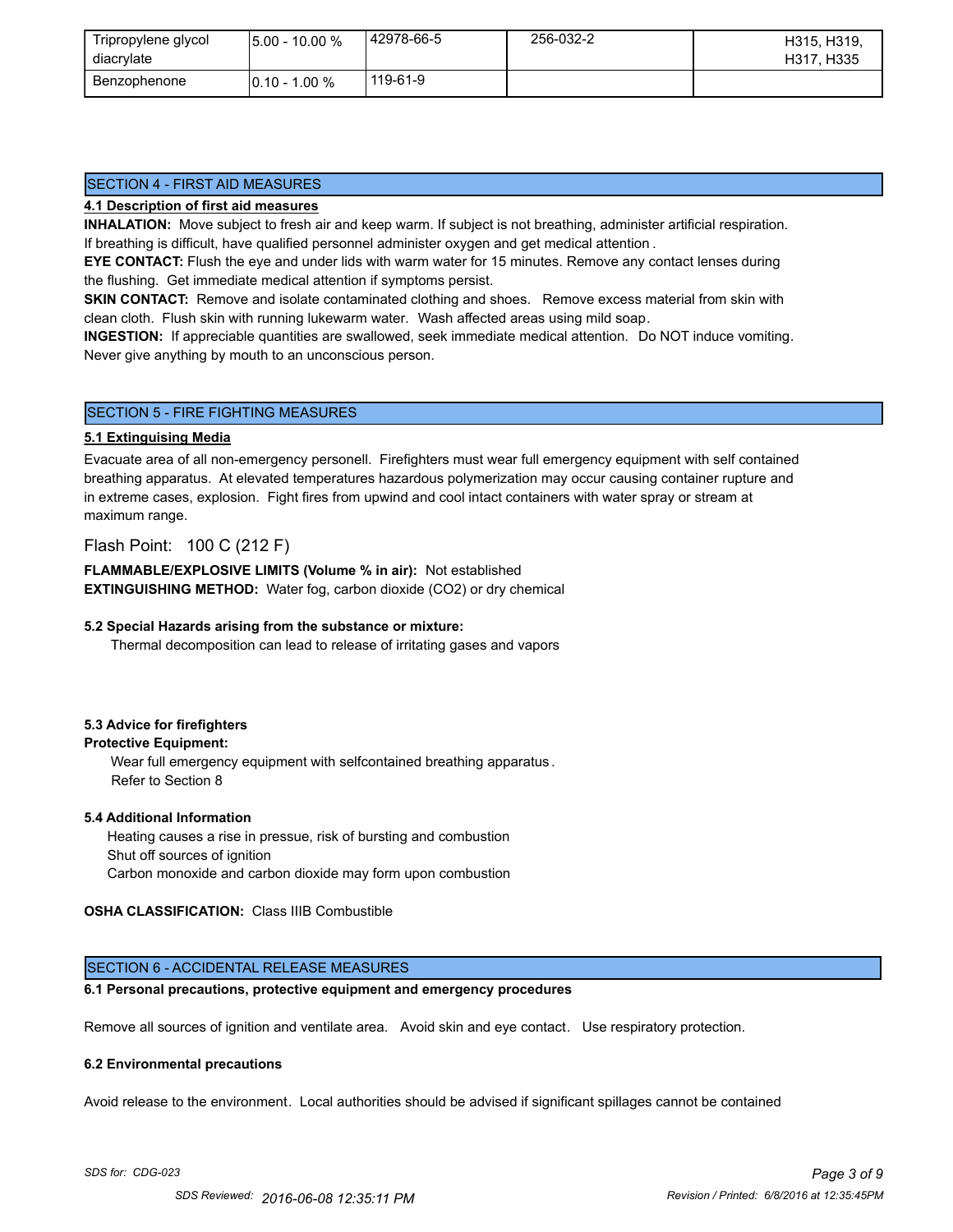| Tripropylene glycol diacrylate | 5.00 - 10.00 % | 42978-66-5 | 256-032-2 | H315, H319, H317, H335 |
|---|---|---|---|---|
| Benzophenone | 0.10 - 1.00 % | 119-61-9 | | |

## SECTION 4 - FIRST AID MEASURES

**4.1 Description of first aid measures**

**INHALATION:** Move subject to fresh air and keep warm. If subject is not breathing, administer artificial respiration. If breathing is difficult, have qualified personnel administer oxygen and get medical attention .

**EYE CONTACT:** Flush the eye and under lids with warm water for 15 minutes. Remove any contact lenses during the flushing. Get immediate medical attention if symptoms persist.

**SKIN CONTACT:** Remove and isolate contaminated clothing and shoes. Remove excess material from skin with clean cloth. Flush skin with running lukewarm water. Wash affected areas using mild soap.

**INGESTION:** If appreciable quantities are swallowed, seek immediate medical attention. Do NOT induce vomiting. Never give anything by mouth to an unconscious person.

## SECTION 5 - FIRE FIGHTING MEASURES

**5.1 Extinguising Media**

Evacuate area of all non-emergency personell. Firefighters must wear full emergency equipment with self contained breathing apparatus. At elevated temperatures hazardous polymerization may occur causing container rupture and in extreme cases, explosion. Fight fires from upwind and cool intact containers with water spray or stream at maximum range.

Flash Point: 100 C (212 F)

**FLAMMABLE/EXPLOSIVE LIMITS (Volume % in air):** Not established

**EXTINGUISHING METHOD:** Water fog, carbon dioxide ($CO_2$) or dry chemical

**5.2 Special Hazards arising from the substance or mixture:**

Thermal decomposition can lead to release of irritating gases and vapors

**5.3 Advice for firefighters**

**Protective Equipment:**

Wear full emergency equipment with selfcontained breathing apparatus .
Refer to Section 8

**5.4 Additional Information**

Heating causes a rise in pressue, risk of bursting and combustion
Shut off sources of ignition
Carbon monoxide and carbon dioxide may form upon combustion

**OSHA CLASSIFICATION:** Class IIIB Combustible

## SECTION 6 - ACCIDENTAL RELEASE MEASURES

**6.1 Personal precautions, protective equipment and emergency procedures**

Remove all sources of ignition and ventilate area. Avoid skin and eye contact. Use respiratory protection.

**6.2 Environmental precautions**

Avoid release to the environment. Local authorities should be advised if significant spillages cannot be contained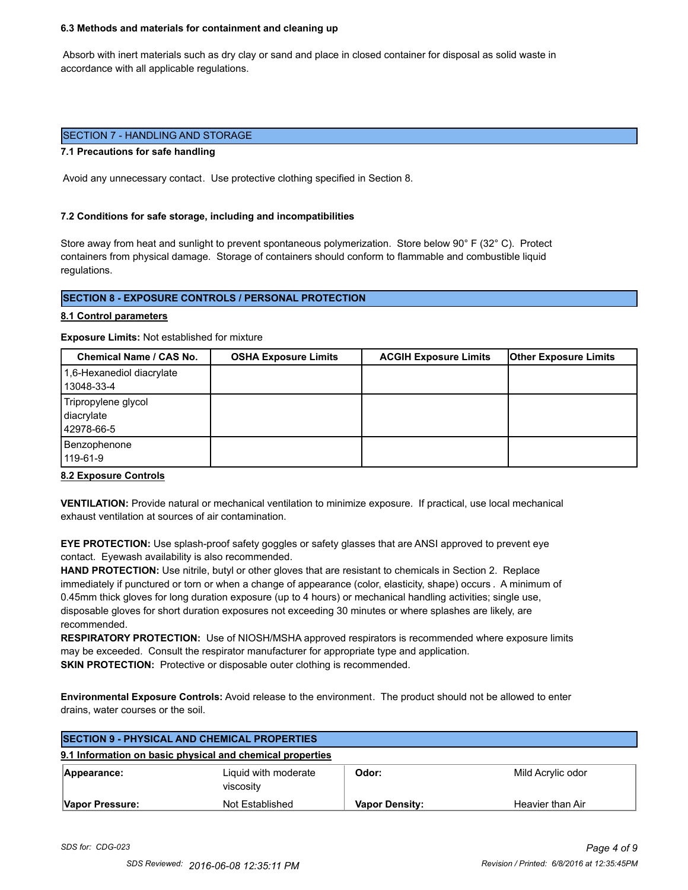### 6.3 Methods and materials for containment and cleaning up

Absorb with inert materials such as dry clay or sand and place in closed container for disposal as solid waste in accordance with all applicable regulations.

## SECTION 7 - HANDLING AND STORAGE

### 7.1 Precautions for safe handling

Avoid any unnecessary contact. Use protective clothing specified in Section 8.

### 7.2 Conditions for safe storage, including and incompatibilities

Store away from heat and sunlight to prevent spontaneous polymerization. Store below 90° F (32° C). Protect containers from physical damage. Storage of containers should conform to flammable and combustible liquid regulations.

## SECTION 8 - EXPOSURE CONTROLS / PERSONAL PROTECTION

### 8.1 Control parameters

**Exposure Limits:** Not established for mixture

| Chemical Name / CAS No. | OSHA Exposure Limits | ACGIH Exposure Limits | Other Exposure Limits |
|---|---|---|---|
| 1,6-Hexanediol diacrylate 13048-33-4 | | | |
| Tripropylene glycol diacrylate 42978-66-5 | | | |
| Benzophenone 119-61-9 | | | |

### 8.2 Exposure Controls

**VENTILATION:** Provide natural or mechanical ventilation to minimize exposure. If practical, use local mechanical exhaust ventilation at sources of air contamination.

**EYE PROTECTION:** Use splash-proof safety goggles or safety glasses that are ANSI approved to prevent eye contact. Eyewash availability is also recommended.

**HAND PROTECTION:** Use nitrile, butyl or other gloves that are resistant to chemicals in Section 2. Replace immediately if punctured or torn or when a change of appearance (color, elasticity, shape) occurs . A minimum of 0.45mm thick gloves for long duration exposure (up to 4 hours) or mechanical handling activities; single use, disposable gloves for short duration exposures not exceeding 30 minutes or where splashes are likely, are recommended.

**RESPIRATORY PROTECTION:** Use of NIOSH/MSHA approved respirators is recommended where exposure limits may be exceeded. Consult the respirator manufacturer for appropriate type and application.

**SKIN PROTECTION:** Protective or disposable outer clothing is recommended.

**Environmental Exposure Controls:** Avoid release to the environment. The product should not be allowed to enter drains, water courses or the soil.

## SECTION 9 - PHYSICAL AND CHEMICAL PROPERTIES

### 9.1 Information on basic physical and chemical properties

| | | | |
|---|---|---|---|
| **Appearance:** | Liquid with moderate viscosity | **Odor:** | Mild Acrylic odor |
| **Vapor Pressure:** | Not Established | **Vapor Density:** | Heavier than Air |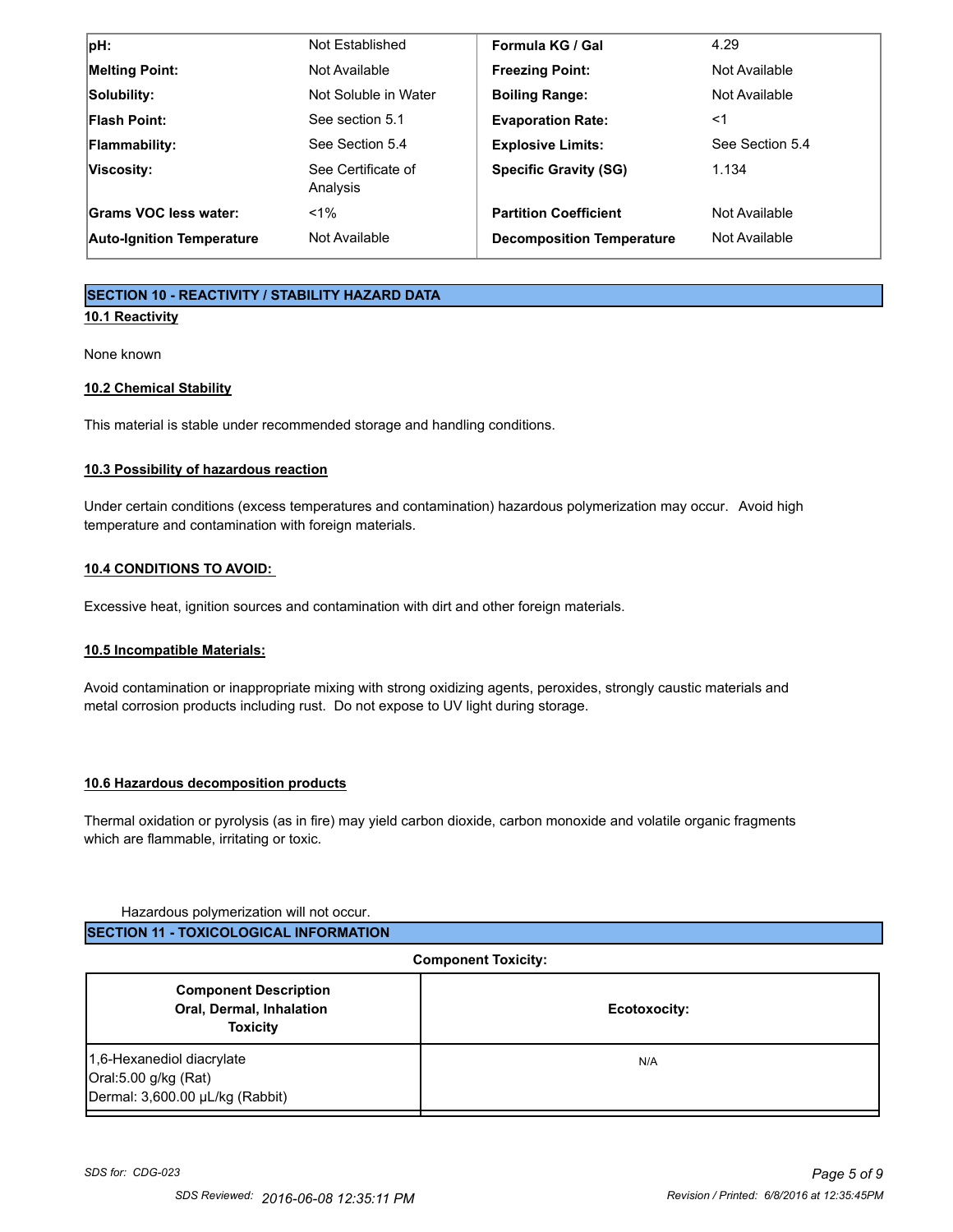| pH: | Not Established | Formula KG / Gal | 4.29 |
|---|---|---|---|
| **Melting Point:** | Not Available | **Freezing Point:** | Not Available |
| **Solubility:** | Not Soluble in Water | **Boiling Range:** | Not Available |
| **Flash Point:** | See section 5.1 | **Evaporation Rate:** | <1 |
| **Flammability:** | See Section 5.4 | **Explosive Limits:** | See Section 5.4 |
| **Viscosity:** | See Certificate of Analysis | **Specific Gravity (SG)** | 1.134 |
| **Grams VOC less water:** | <1% | **Partition Coefficient** | Not Available |
| **Auto-Ignition Temperature** | Not Available | **Decomposition Temperature** | Not Available |

## SECTION 10 - REACTIVITY / STABILITY HAZARD DATA

### 10.1 Reactivity

None known

### 10.2 Chemical Stability

This material is stable under recommended storage and handling conditions.

### 10.3 Possibility of hazardous reaction

Under certain conditions (excess temperatures and contamination) hazardous polymerization may occur. Avoid high temperature and contamination with foreign materials.

### 10.4 CONDITIONS TO AVOID:

Excessive heat, ignition sources and contamination with dirt and other foreign materials.

### 10.5 Incompatible Materials:

Avoid contamination or inappropriate mixing with strong oxidizing agents, peroxides, strongly caustic materials and metal corrosion products including rust. Do not expose to UV light during storage.

### 10.6 Hazardous decomposition products

Thermal oxidation or pyrolysis (as in fire) may yield carbon dioxide, carbon monoxide and volatile organic fragments which are flammable, irritating or toxic.

Hazardous polymerization will not occur.

## SECTION 11 - TOXICOLOGICAL INFORMATION

**Component Toxicity:**

| Component Description Oral, Dermal, Inhalation Toxicity | Ecotoxocity: |
|---|---|
| 1,6-Hexanediol diacrylate<br>Oral:5.00 g/kg (Rat)<br>Dermal: 3,600.00 µL/kg (Rabbit) | N/A |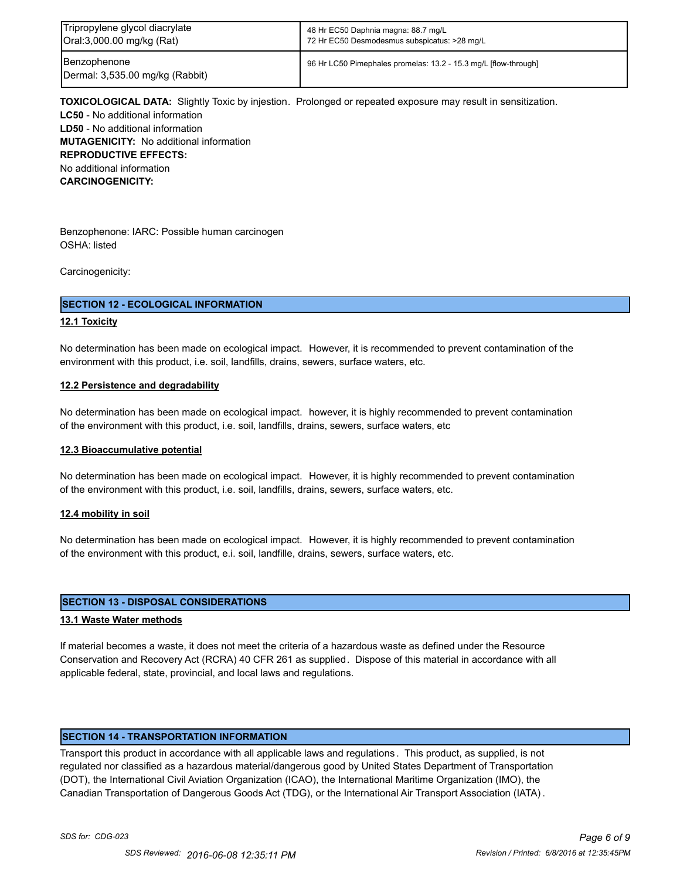| Tripropylene glycol diacrylate<br>Oral:3,000.00 mg/kg (Rat) | 48 Hr EC50 Daphnia magna: 88.7 mg/L<br>72 Hr EC50 Desmodesmus subspicatus: >28 mg/L |
|---|---|
| Benzophenone<br>Dermal: 3,535.00 mg/kg (Rabbit) | 96 Hr LC50 Pimephales promelas: 13.2 - 15.3 mg/L [flow-through] |

**TOXICOLOGICAL DATA:** Slightly Toxic by injestion. Prolonged or repeated exposure may result in sensitization.
**LC50** - No additional information
**LD50** - No additional information
**MUTAGENICITY:** No additional information
**REPRODUCTIVE EFFECTS:**
No additional information
**CARCINOGENICITY:**

Benzophenone: IARC: Possible human carcinogen
OSHA: listed

Carcinogenicity:

## SECTION 12 - ECOLOGICAL INFORMATION

**12.1 Toxicity**

No determination has been made on ecological impact. However, it is recommended to prevent contamination of the environment with this product, i.e. soil, landfills, drains, sewers, surface waters, etc.

**12.2 Persistence and degradability**

No determination has been made on ecological impact. however, it is highly recommended to prevent contamination of the environment with this product, i.e. soil, landfills, drains, sewers, surface waters, etc

**12.3 Bioaccumulative potential**

No determination has been made on ecological impact. However, it is highly recommended to prevent contamination of the environment with this product, i.e. soil, landfills, drains, sewers, surface waters, etc.

**12.4 mobility in soil**

No determination has been made on ecological impact. However, it is highly recommended to prevent contamination of the environment with this product, e.i. soil, landfille, drains, sewers, surface waters, etc.

## SECTION 13 - DISPOSAL CONSIDERATIONS

**13.1 Waste Water methods**

If material becomes a waste, it does not meet the criteria of a hazardous waste as defined under the Resource Conservation and Recovery Act (RCRA) 40 CFR 261 as supplied. Dispose of this material in accordance with all applicable federal, state, provincial, and local laws and regulations.

## SECTION 14 - TRANSPORTATION INFORMATION

Transport this product in accordance with all applicable laws and regulations. This product, as supplied, is not regulated nor classified as a hazardous material/dangerous good by United States Department of Transportation (DOT), the International Civil Aviation Organization (ICAO), the International Maritime Organization (IMO), the Canadian Transportation of Dangerous Goods Act (TDG), or the International Air Transport Association (IATA).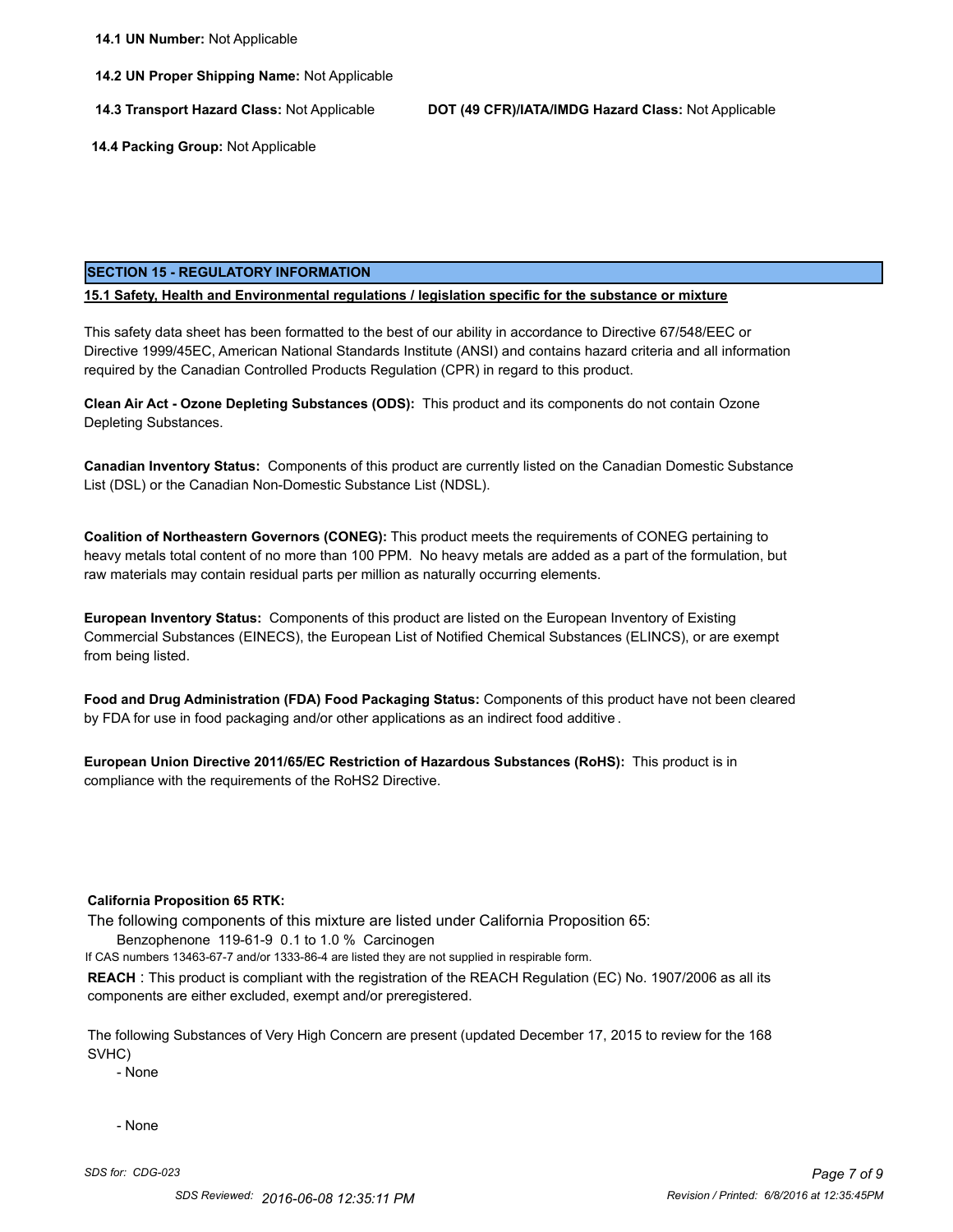**14.1 UN Number:** Not Applicable

**14.2 UN Proper Shipping Name:** Not Applicable

**14.3 Transport Hazard Class:** Not Applicable **DOT (49 CFR)/IATA/IMDG Hazard Class:** Not Applicable

**14.4 Packing Group:** Not Applicable

## SECTION 15 - REGULATORY INFORMATION

**15.1 Safety, Health and Environmental regulations / legislation specific for the substance or mixture**

This safety data sheet has been formatted to the best of our ability in accordance to Directive 67/548/EEC or Directive 1999/45EC, American National Standards Institute (ANSI) and contains hazard criteria and all information required by the Canadian Controlled Products Regulation (CPR) in regard to this product.

**Clean Air Act - Ozone Depleting Substances (ODS):** This product and its components do not contain Ozone Depleting Substances.

**Canadian Inventory Status:** Components of this product are currently listed on the Canadian Domestic Substance List (DSL) or the Canadian Non-Domestic Substance List (NDSL).

**Coalition of Northeastern Governors (CONEG):** This product meets the requirements of CONEG pertaining to heavy metals total content of no more than 100 PPM. No heavy metals are added as a part of the formulation, but raw materials may contain residual parts per million as naturally occurring elements.

**European Inventory Status:** Components of this product are listed on the European Inventory of Existing Commercial Substances (EINECS), the European List of Notified Chemical Substances (ELINCS), or are exempt from being listed.

**Food and Drug Administration (FDA) Food Packaging Status:** Components of this product have not been cleared by FDA for use in food packaging and/or other applications as an indirect food additive.

**European Union Directive 2011/65/EC Restriction of Hazardous Substances (RoHS):** This product is in compliance with the requirements of the RoHS2 Directive.

**California Proposition 65 RTK:**

The following components of this mixture are listed under California Proposition 65:

Benzophenone 119-61-9 0.1 to 1.0 % Carcinogen

If CAS numbers 13463-67-7 and/or 1333-86-4 are listed they are not supplied in respirable form.

**REACH** : This product is compliant with the registration of the REACH Regulation (EC) No. 1907/2006 as all its components are either excluded, exempt and/or preregistered.

The following Substances of Very High Concern are present (updated December 17, 2015 to review for the 168 SVHC)

- None

- None

*SDS for: CDG-023*

*SDS Reviewed: 2016-06-08 12:35:11 PM* *Revision / Printed: 6/8/2016 at 12:35:45PM*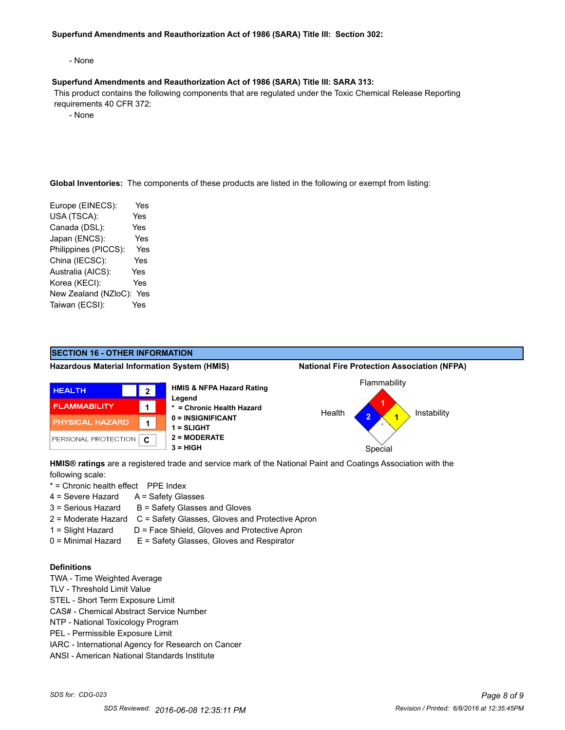**Superfund Amendments and Reauthorization Act of 1986 (SARA) Title III: Section 302:**

- None

**Superfund Amendments and Reauthorization Act of 1986 (SARA) Title III: SARA 313:**

This product contains the following components that are regulated under the Toxic Chemical Release Reporting requirements 40 CFR 372:

- None

**Global Inventories:** The components of these products are listed in the following or exempt from listing:

| | |
|---|---|
| Europe (EINECS): | Yes |
| USA (TSCA): | Yes |
| Canada (DSL): | Yes |
| Japan (ENCS): | Yes |
| Philippines (PICCS): | Yes |
| China (IECSC): | Yes |
| Australia (AICS): | Yes |
| Korea (KECI): | Yes |
| New Zealand (NZloC): | Yes |
| Taiwan (ECSI): | Yes |

## SECTION 16 - OTHER INFORMATION

**Hazardous Material Information System (HMIS)**

| | | |
|---|---|---|
| HEALTH | | 2 |
| FLAMMABILITY | | 1 |
| PHYSICAL HAZARD | | 1 |
| PERSONAL PROTECTION | | C |

**HMIS & NFPA Hazard Rating Legend**

- **\* = Chronic Health Hazard**
- **0 = INSIGNIFICANT**
- **1 = SLIGHT**
- **2 = MODERATE**
- **3 = HIGH**

**National Fire Protection Association (NFPA)**

| Flammability | Health | Instability | Special |
|---|---|---|---|
| 1 | 2 | 1 | * |

**HMIS® ratings** are a registered trade and service mark of the National Paint and Coatings Association with the following scale:

| | |
|---|---|
| * = Chronic health effect | PPE Index |
| 4 = Severe Hazard | A = Safety Glasses |
| 3 = Serious Hazard | B = Safety Glasses and Gloves |
| 2 = Moderate Hazard | C = Safety Glasses, Gloves and Protective Apron |
| 1 = Slight Hazard | D = Face Shield, Gloves and Protective Apron |
| 0 = Minimal Hazard | E = Safety Glasses, Gloves and Respirator |

**Definitions**

TWA - Time Weighted Average
TLV - Threshold Limit Value
STEL - Short Term Exposure Limit
CAS# - Chemical Abstract Service Number
NTP - National Toxicology Program
PEL - Permissible Exposure Limit
IARC - International Agency for Research on Cancer
ANSI - American National Standards Institute

*SDS for: CDG-023*

*SDS Reviewed: 2016-06-08 12:35:11 PM*

*Revision / Printed: 6/8/2016 at 12:35:45PM*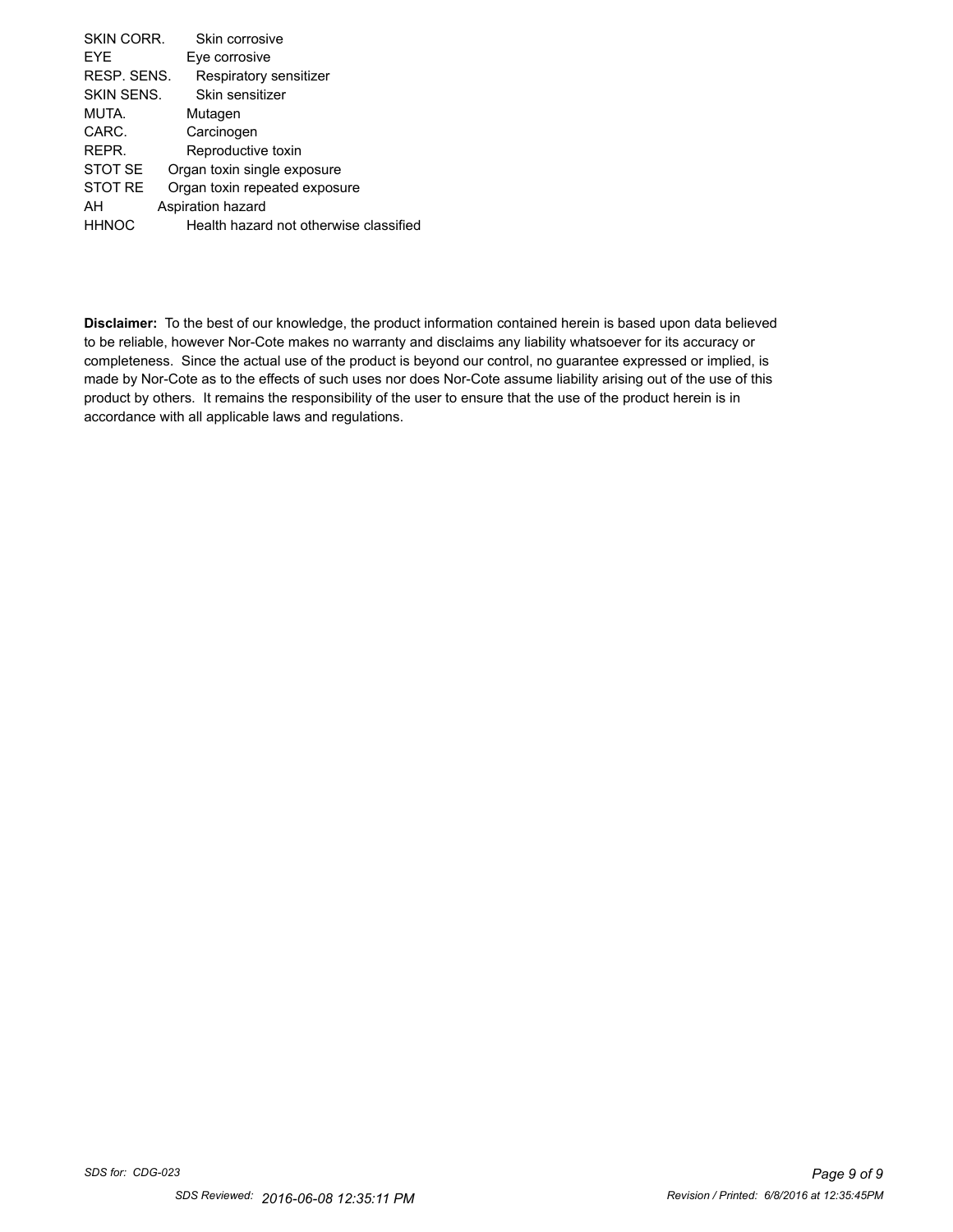| | |
|---|---|
| SKIN CORR. | Skin corrosive |
| EYE | Eye corrosive |
| RESP. SENS. | Respiratory sensitizer |
| SKIN SENS. | Skin sensitizer |
| MUTA. | Mutagen |
| CARC. | Carcinogen |
| REPR. | Reproductive toxin |
| STOT SE | Organ toxin single exposure |
| STOT RE | Organ toxin repeated exposure |
| AH | Aspiration hazard |
| HHNOC | Health hazard not otherwise classified |

**Disclaimer:** To the best of our knowledge, the product information contained herein is based upon data believed to be reliable, however Nor-Cote makes no warranty and disclaims any liability whatsoever for its accuracy or completeness. Since the actual use of the product is beyond our control, no guarantee expressed or implied, is made by Nor-Cote as to the effects of such uses nor does Nor-Cote assume liability arising out of the use of this product by others. It remains the responsibility of the user to ensure that the use of the product herein is in accordance with all applicable laws and regulations.